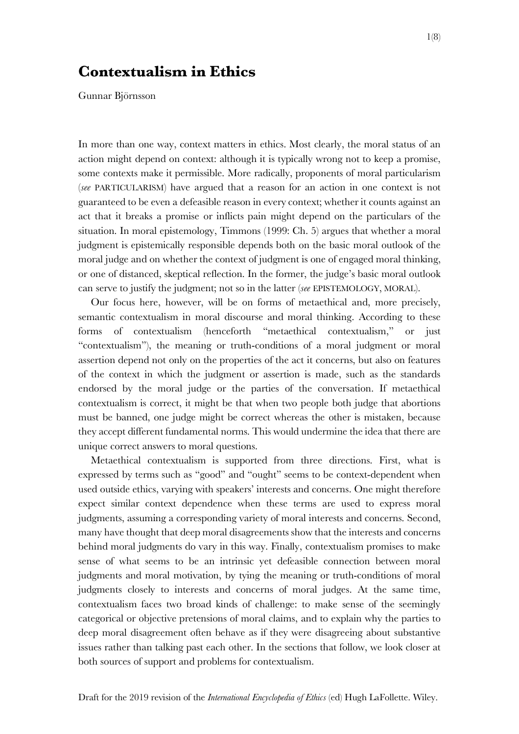# Contextualism in Ethics

Gunnar Björnsson

In more than one way, context matters in ethics. Most clearly, the moral status of an action might depend on context: although it is typically wrong not to keep a promise, some contexts make it permissible. More radically, proponents of moral particularism (*see* PARTICULARISM) have argued that a reason for an action in one context is not guaranteed to be even a defeasible reason in every context; whether it counts against an act that it breaks a promise or inflicts pain might depend on the particulars of the situation. In moral epistemology, Timmons (1999: Ch. 5) argues that whether a moral judgment is epistemically responsible depends both on the basic moral outlook of the moral judge and on whether the context of judgment is one of engaged moral thinking, or one of distanced, skeptical reflection. In the former, the judge's basic moral outlook can serve to justify the judgment; not so in the latter (*see* EPISTEMOLOGY, MORAL).

Our focus here, however, will be on forms of metaethical and, more precisely, semantic contextualism in moral discourse and moral thinking. According to these forms of contextualism (henceforth "metaethical contextualism," or just "contextualism"), the meaning or truth-conditions of a moral judgment or moral assertion depend not only on the properties of the act it concerns, but also on features of the context in which the judgment or assertion is made, such as the standards endorsed by the moral judge or the parties of the conversation. If metaethical contextualism is correct, it might be that when two people both judge that abortions must be banned, one judge might be correct whereas the other is mistaken, because they accept different fundamental norms. This would undermine the idea that there are unique correct answers to moral questions.

Metaethical contextualism is supported from three directions. First, what is expressed by terms such as "good" and "ought" seems to be context-dependent when used outside ethics, varying with speakers' interests and concerns. One might therefore expect similar context dependence when these terms are used to express moral judgments, assuming a corresponding variety of moral interests and concerns. Second, many have thought that deep moral disagreements show that the interests and concerns behind moral judgments do vary in this way. Finally, contextualism promises to make sense of what seems to be an intrinsic yet defeasible connection between moral judgments and moral motivation, by tying the meaning or truth-conditions of moral judgments closely to interests and concerns of moral judges. At the same time, contextualism faces two broad kinds of challenge: to make sense of the seemingly categorical or objective pretensions of moral claims, and to explain why the parties to deep moral disagreement often behave as if they were disagreeing about substantive issues rather than talking past each other. In the sections that follow, we look closer at both sources of support and problems for contextualism.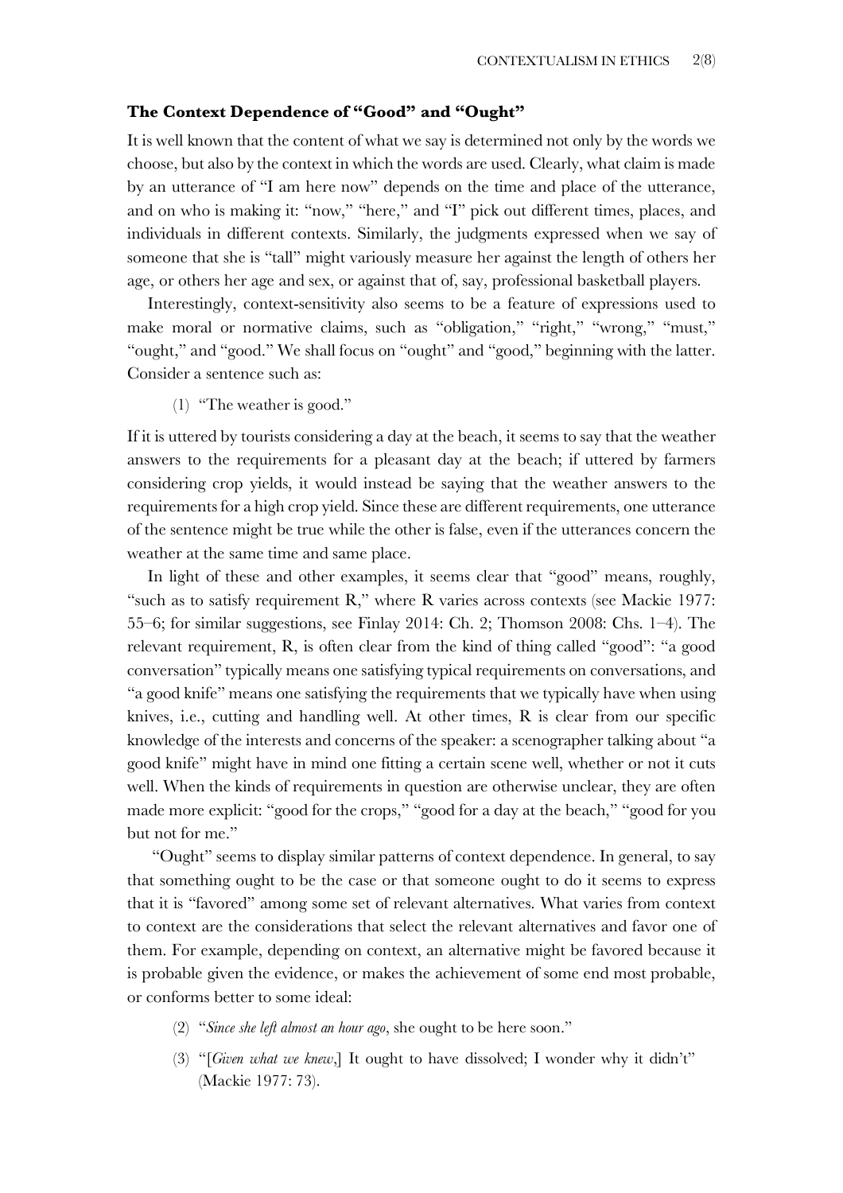### The Context Dependence of "Good" and "Ought"

It is well known that the content of what we say is determined not only by the words we choose, but also by the context in which the words are used. Clearly, what claim is made by an utterance of "I am here now" depends on the time and place of the utterance, and on who is making it: "now," "here," and "I" pick out different times, places, and individuals in different contexts. Similarly, the judgments expressed when we say of someone that she is "tall" might variously measure her against the length of others her age, or others her age and sex, or against that of, say, professional basketball players.

Interestingly, context-sensitivity also seems to be a feature of expressions used to make moral or normative claims, such as "obligation," "right," "wrong," "must," "ought," and "good." We shall focus on "ought" and "good," beginning with the latter. Consider a sentence such as:

(1) "The weather is good."

If it is uttered by tourists considering a day at the beach, it seems to say that the weather answers to the requirements for a pleasant day at the beach; if uttered by farmers considering crop yields, it would instead be saying that the weather answers to the requirements for a high crop yield. Since these are different requirements, one utterance of the sentence might be true while the other is false, even if the utterances concern the weather at the same time and same place.

In light of these and other examples, it seems clear that "good" means, roughly, "such as to satisfy requirement R," where R varies across contexts (see Mackie 1977: 55–6; for similar suggestions, see Finlay 2014: Ch. 2; Thomson 2008: Chs. 1–4). The relevant requirement, R, is often clear from the kind of thing called "good": "a good conversation" typically means one satisfying typical requirements on conversations, and "a good knife" means one satisfying the requirements that we typically have when using knives, i.e., cutting and handling well. At other times, R is clear from our specific knowledge of the interests and concerns of the speaker: a scenographer talking about "a good knife" might have in mind one fitting a certain scene well, whether or not it cuts well. When the kinds of requirements in question are otherwise unclear, they are often made more explicit: "good for the crops," "good for a day at the beach," "good for you but not for me."

"Ought" seems to display similar patterns of context dependence. In general, to say that something ought to be the case or that someone ought to do it seems to express that it is "favored" among some set of relevant alternatives. What varies from context to context are the considerations that select the relevant alternatives and favor one of them. For example, depending on context, an alternative might be favored because it is probable given the evidence, or makes the achievement of some end most probable, or conforms better to some ideal:

(2) "*Since she left almost an hour ago*, she ought to be here soon."

(3) "[*Given what we knew*,] It ought to have dissolved; I wonder why it didn't" (Mackie 1977: 73).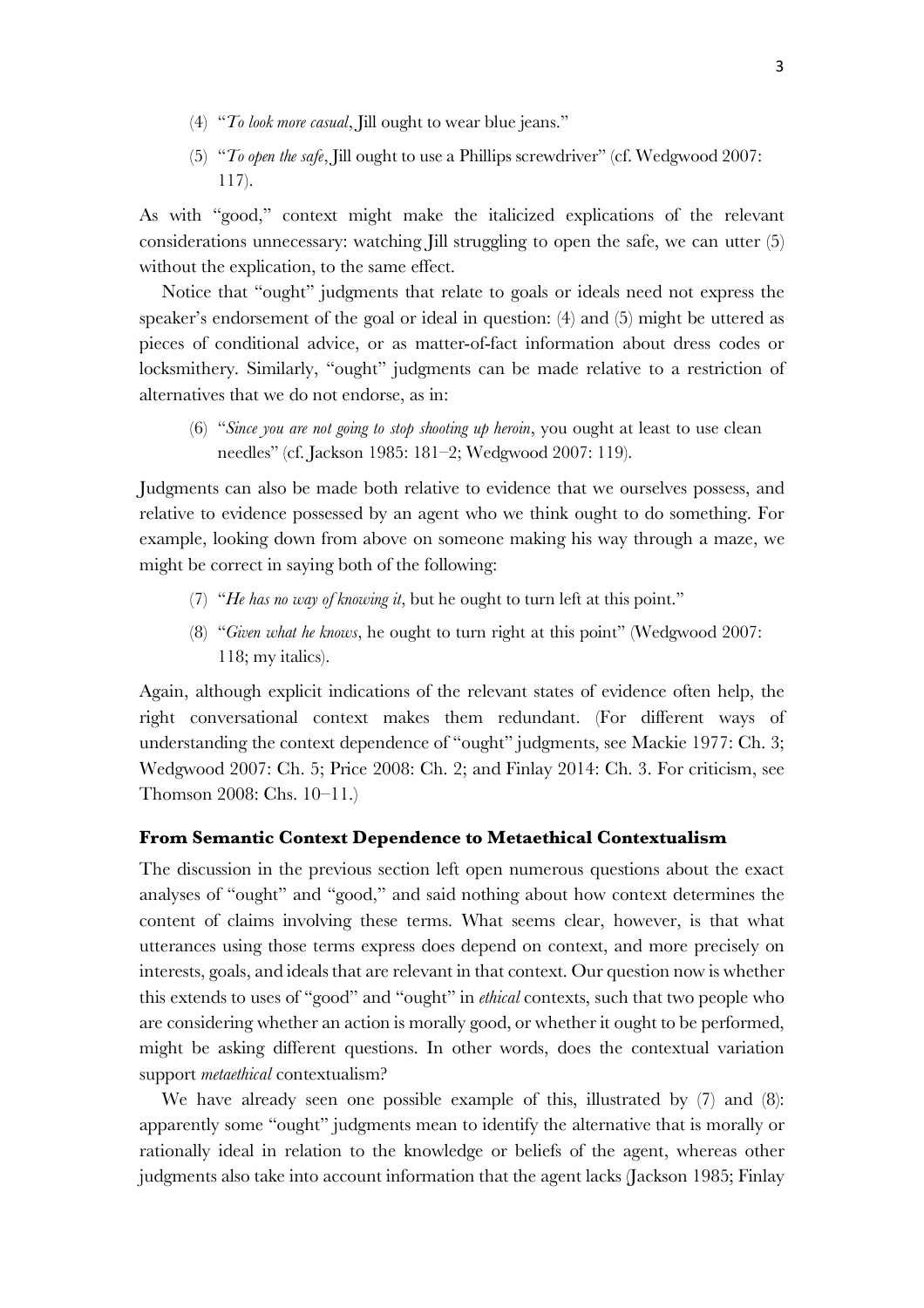(4) "*To look more casual*, Jill ought to wear blue jeans."

(5) "*To open the safe*, Jill ought to use a Phillips screwdriver" (cf. Wedgwood 2007: 117).

As with "good," context might make the italicized explications of the relevant considerations unnecessary: watching Jill struggling to open the safe, we can utter (5) without the explication, to the same effect.

Notice that "ought" judgments that relate to goals or ideals need not express the speaker's endorsement of the goal or ideal in question: (4) and (5) might be uttered as pieces of conditional advice, or as matter-of-fact information about dress codes or locksmithery. Similarly, "ought" judgments can be made relative to a restriction of alternatives that we do not endorse, as in:

(6) "*Since you are not going to stop shooting up heroin*, you ought at least to use clean needles" (cf. Jackson 1985: 181–2; Wedgwood 2007: 119).

Judgments can also be made both relative to evidence that we ourselves possess, and relative to evidence possessed by an agent who we think ought to do something. For example, looking down from above on someone making his way through a maze, we might be correct in saying both of the following:

(7) "*He has no way of knowing it*, but he ought to turn left at this point."

(8) "*Given what he knows*, he ought to turn right at this point" (Wedgwood 2007: 118; my italics).

Again, although explicit indications of the relevant states of evidence often help, the right conversational context makes them redundant. (For different ways of understanding the context dependence of "ought" judgments, see Mackie 1977: Ch. 3; Wedgwood 2007: Ch. 5; Price 2008: Ch. 2; and Finlay 2014: Ch. 3. For criticism, see Thomson 2008: Chs. 10–11.)

### From Semantic Context Dependence to Metaethical Contextualism

The discussion in the previous section left open numerous questions about the exact analyses of "ought" and "good," and said nothing about how context determines the content of claims involving these terms. What seems clear, however, is that what utterances using those terms express does depend on context, and more precisely on interests, goals, and ideals that are relevant in that context. Our question now is whether this extends to uses of "good" and "ought" in *ethical* contexts, such that two people who are considering whether an action is morally good, or whether it ought to be performed, might be asking different questions. In other words, does the contextual variation support *metaethical* contextualism?

We have already seen one possible example of this, illustrated by (7) and (8): apparently some "ought" judgments mean to identify the alternative that is morally or rationally ideal in relation to the knowledge or beliefs of the agent, whereas other judgments also take into account information that the agent lacks (Jackson 1985; Finlay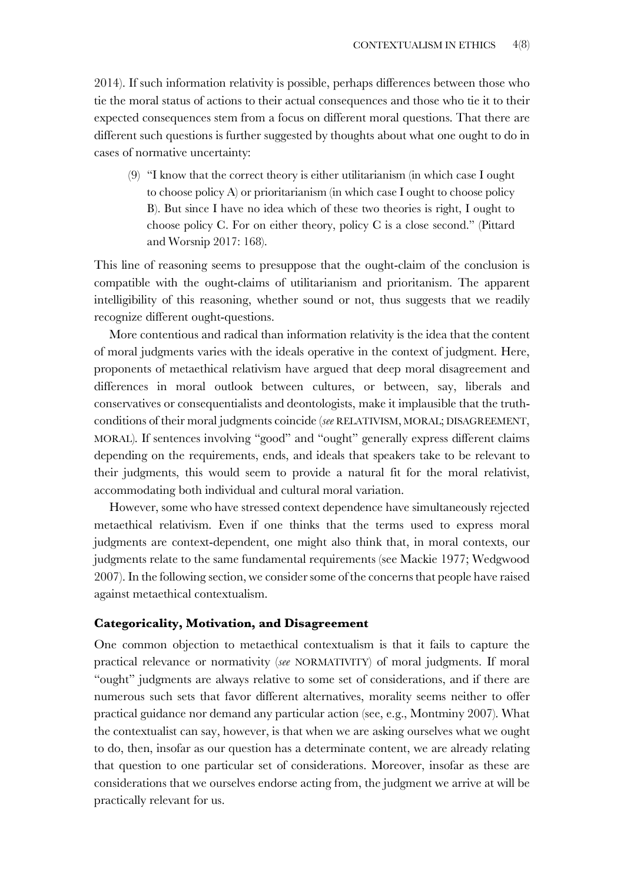2014). If such information relativity is possible, perhaps differences between those who tie the moral status of actions to their actual consequences and those who tie it to their expected consequences stem from a focus on different moral questions. That there are different such questions is further suggested by thoughts about what one ought to do in cases of normative uncertainty:

(9) "I know that the correct theory is either utilitarianism (in which case I ought to choose policy A) or prioritarianism (in which case I ought to choose policy B). But since I have no idea which of these two theories is right, I ought to choose policy C. For on either theory, policy C is a close second." (Pittard and Worsnip 2017: 168).

This line of reasoning seems to presuppose that the ought-claim of the conclusion is compatible with the ought-claims of utilitarianism and prioritanism. The apparent intelligibility of this reasoning, whether sound or not, thus suggests that we readily recognize different ought-questions.

More contentious and radical than information relativity is the idea that the content of moral judgments varies with the ideals operative in the context of judgment. Here, proponents of metaethical relativism have argued that deep moral disagreement and differences in moral outlook between cultures, or between, say, liberals and conservatives or consequentialists and deontologists, make it implausible that the truth-conditions of their moral judgments coincide (*see* RELATIVISM, MORAL; DISAGREEMENT, MORAL). If sentences involving "good" and "ought" generally express different claims depending on the requirements, ends, and ideals that speakers take to be relevant to their judgments, this would seem to provide a natural fit for the moral relativist, accommodating both individual and cultural moral variation.

However, some who have stressed context dependence have simultaneously rejected metaethical relativism. Even if one thinks that the terms used to express moral judgments are context-dependent, one might also think that, in moral contexts, our judgments relate to the same fundamental requirements (see Mackie 1977; Wedgwood 2007). In the following section, we consider some of the concerns that people have raised against metaethical contextualism.

## Categoricality, Motivation, and Disagreement

One common objection to metaethical contextualism is that it fails to capture the practical relevance or normativity (*see* NORMATIVITY) of moral judgments. If moral "ought" judgments are always relative to some set of considerations, and if there are numerous such sets that favor different alternatives, morality seems neither to offer practical guidance nor demand any particular action (see, e.g., Montminy 2007). What the contextualist can say, however, is that when we are asking ourselves what we ought to do, then, insofar as our question has a determinate content, we are already relating that question to one particular set of considerations. Moreover, insofar as these are considerations that we ourselves endorse acting from, the judgment we arrive at will be practically relevant for us.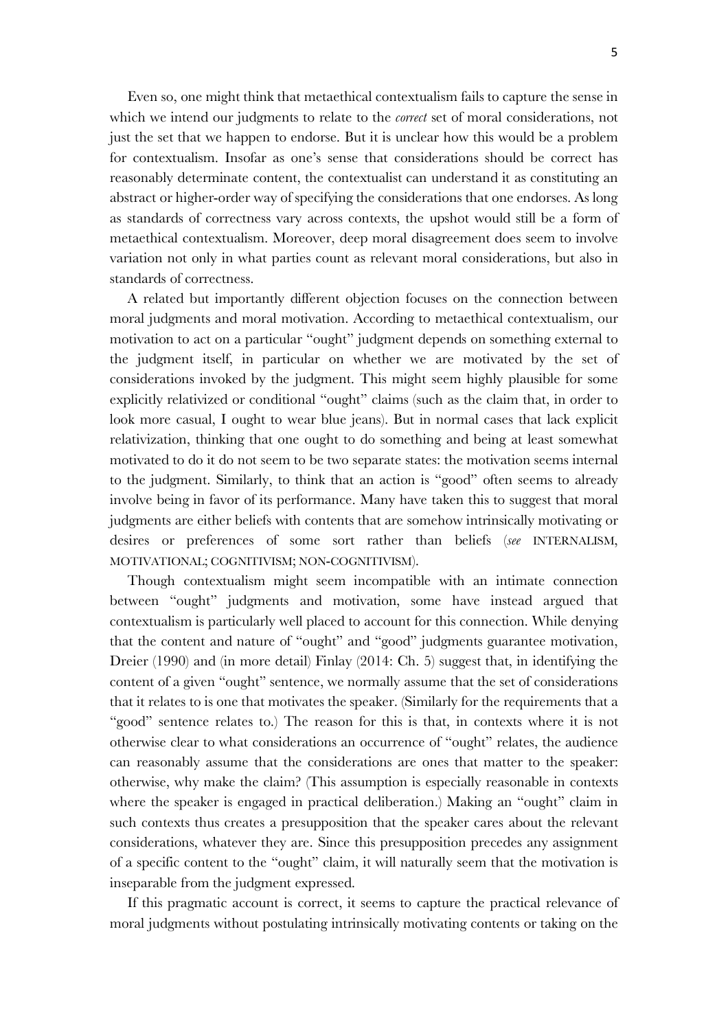Even so, one might think that metaethical contextualism fails to capture the sense in which we intend our judgments to relate to the *correct* set of moral considerations, not just the set that we happen to endorse. But it is unclear how this would be a problem for contextualism. Insofar as one's sense that considerations should be correct has reasonably determinate content, the contextualist can understand it as constituting an abstract or higher-order way of specifying the considerations that one endorses. As long as standards of correctness vary across contexts, the upshot would still be a form of metaethical contextualism. Moreover, deep moral disagreement does seem to involve variation not only in what parties count as relevant moral considerations, but also in standards of correctness.

A related but importantly different objection focuses on the connection between moral judgments and moral motivation. According to metaethical contextualism, our motivation to act on a particular "ought" judgment depends on something external to the judgment itself, in particular on whether we are motivated by the set of considerations invoked by the judgment. This might seem highly plausible for some explicitly relativized or conditional "ought" claims (such as the claim that, in order to look more casual, I ought to wear blue jeans). But in normal cases that lack explicit relativization, thinking that one ought to do something and being at least somewhat motivated to do it do not seem to be two separate states: the motivation seems internal to the judgment. Similarly, to think that an action is "good" often seems to already involve being in favor of its performance. Many have taken this to suggest that moral judgments are either beliefs with contents that are somehow intrinsically motivating or desires or preferences of some sort rather than beliefs (*see* INTERNALISM, MOTIVATIONAL; COGNITIVISM; NON-COGNITIVISM).

Though contextualism might seem incompatible with an intimate connection between "ought" judgments and motivation, some have instead argued that contextualism is particularly well placed to account for this connection. While denying that the content and nature of "ought" and "good" judgments guarantee motivation, Dreier (1990) and (in more detail) Finlay (2014: Ch. 5) suggest that, in identifying the content of a given "ought" sentence, we normally assume that the set of considerations that it relates to is one that motivates the speaker. (Similarly for the requirements that a "good" sentence relates to.) The reason for this is that, in contexts where it is not otherwise clear to what considerations an occurrence of "ought" relates, the audience can reasonably assume that the considerations are ones that matter to the speaker: otherwise, why make the claim? (This assumption is especially reasonable in contexts where the speaker is engaged in practical deliberation.) Making an "ought" claim in such contexts thus creates a presupposition that the speaker cares about the relevant considerations, whatever they are. Since this presupposition precedes any assignment of a specific content to the "ought" claim, it will naturally seem that the motivation is inseparable from the judgment expressed.

If this pragmatic account is correct, it seems to capture the practical relevance of moral judgments without postulating intrinsically motivating contents or taking on the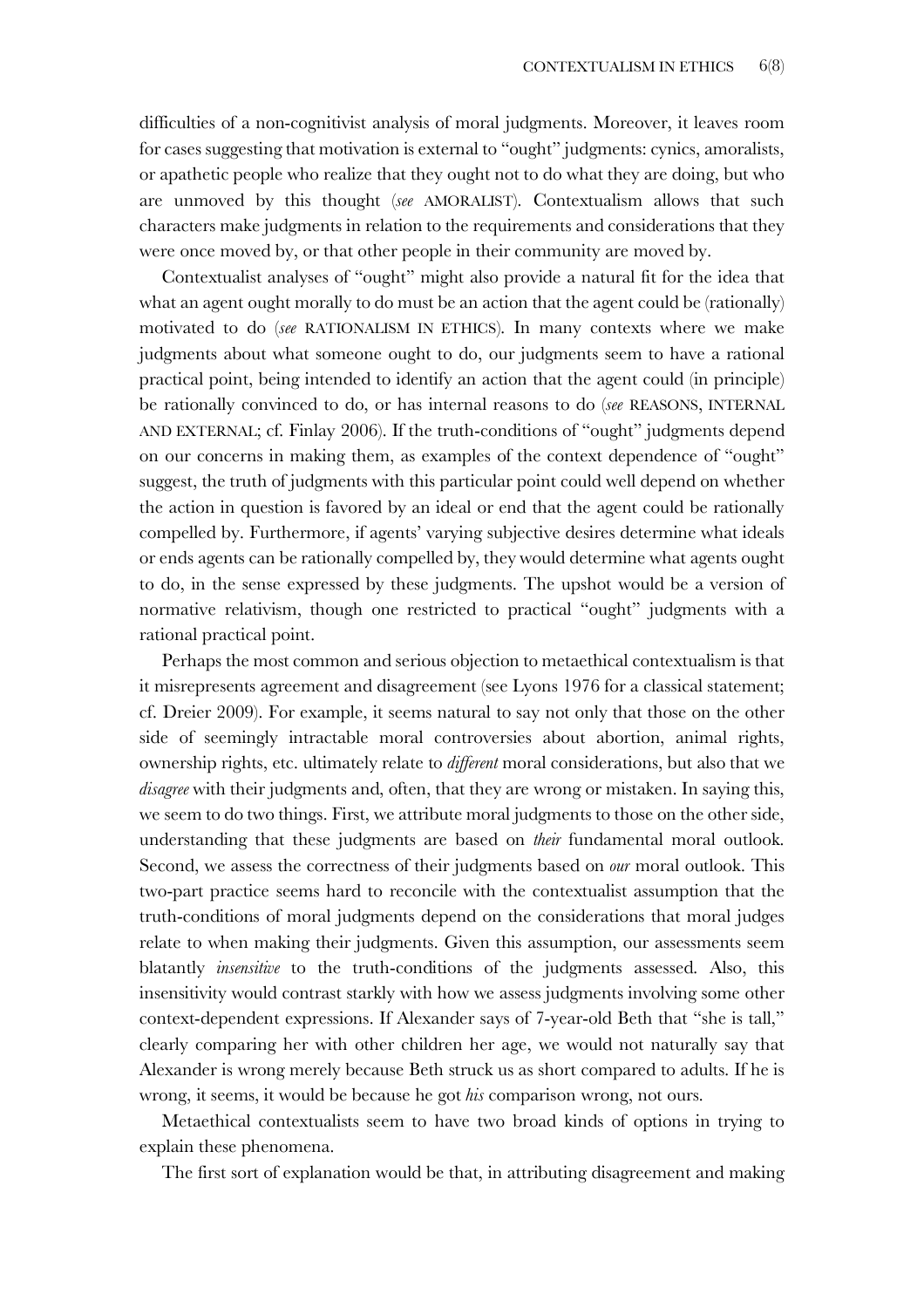difficulties of a non-cognitivist analysis of moral judgments. Moreover, it leaves room for cases suggesting that motivation is external to "ought" judgments: cynics, amoralists, or apathetic people who realize that they ought not to do what they are doing, but who are unmoved by this thought (*see* AMORALIST). Contextualism allows that such characters make judgments in relation to the requirements and considerations that they were once moved by, or that other people in their community are moved by.

Contextualist analyses of "ought" might also provide a natural fit for the idea that what an agent ought morally to do must be an action that the agent could be (rationally) motivated to do (*see* RATIONALISM IN ETHICS). In many contexts where we make judgments about what someone ought to do, our judgments seem to have a rational practical point, being intended to identify an action that the agent could (in principle) be rationally convinced to do, or has internal reasons to do (*see* REASONS, INTERNAL AND EXTERNAL; cf. Finlay 2006). If the truth-conditions of "ought" judgments depend on our concerns in making them, as examples of the context dependence of "ought" suggest, the truth of judgments with this particular point could well depend on whether the action in question is favored by an ideal or end that the agent could be rationally compelled by. Furthermore, if agents' varying subjective desires determine what ideals or ends agents can be rationally compelled by, they would determine what agents ought to do, in the sense expressed by these judgments. The upshot would be a version of normative relativism, though one restricted to practical "ought" judgments with a rational practical point.

Perhaps the most common and serious objection to metaethical contextualism is that it misrepresents agreement and disagreement (see Lyons 1976 for a classical statement; cf. Dreier 2009). For example, it seems natural to say not only that those on the other side of seemingly intractable moral controversies about abortion, animal rights, ownership rights, etc. ultimately relate to *different* moral considerations, but also that we *disagree* with their judgments and, often, that they are wrong or mistaken. In saying this, we seem to do two things. First, we attribute moral judgments to those on the other side, understanding that these judgments are based on *their* fundamental moral outlook. Second, we assess the correctness of their judgments based on *our* moral outlook. This two-part practice seems hard to reconcile with the contextualist assumption that the truth-conditions of moral judgments depend on the considerations that moral judges relate to when making their judgments. Given this assumption, our assessments seem blatantly *insensitive* to the truth-conditions of the judgments assessed. Also, this insensitivity would contrast starkly with how we assess judgments involving some other context-dependent expressions. If Alexander says of 7-year-old Beth that "she is tall," clearly comparing her with other children her age, we would not naturally say that Alexander is wrong merely because Beth struck us as short compared to adults. If he is wrong, it seems, it would be because he got *his* comparison wrong, not ours.

Metaethical contextualists seem to have two broad kinds of options in trying to explain these phenomena.

The first sort of explanation would be that, in attributing disagreement and making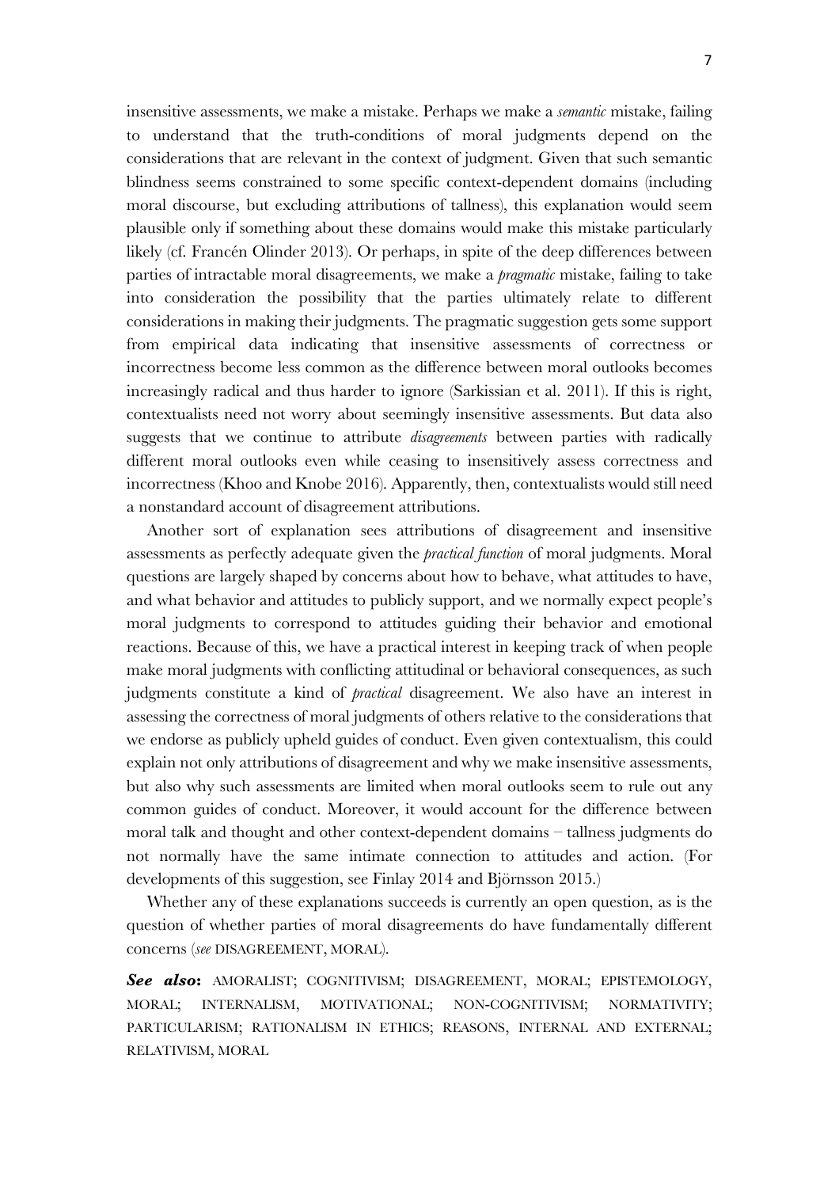insensitive assessments, we make a mistake. Perhaps we make a *semantic* mistake, failing to understand that the truth-conditions of moral judgments depend on the considerations that are relevant in the context of judgment. Given that such semantic blindness seems constrained to some specific context-dependent domains (including moral discourse, but excluding attributions of tallness), this explanation would seem plausible only if something about these domains would make this mistake particularly likely (cf. Francén Olinder 2013). Or perhaps, in spite of the deep differences between parties of intractable moral disagreements, we make a *pragmatic* mistake, failing to take into consideration the possibility that the parties ultimately relate to different considerations in making their judgments. The pragmatic suggestion gets some support from empirical data indicating that insensitive assessments of correctness or incorrectness become less common as the difference between moral outlooks becomes increasingly radical and thus harder to ignore (Sarkissian et al. 2011). If this is right, contextualists need not worry about seemingly insensitive assessments. But data also suggests that we continue to attribute *disagreements* between parties with radically different moral outlooks even while ceasing to insensitively assess correctness and incorrectness (Khoo and Knobe 2016). Apparently, then, contextualists would still need a nonstandard account of disagreement attributions.

Another sort of explanation sees attributions of disagreement and insensitive assessments as perfectly adequate given the *practical function* of moral judgments. Moral questions are largely shaped by concerns about how to behave, what attitudes to have, and what behavior and attitudes to publicly support, and we normally expect people's moral judgments to correspond to attitudes guiding their behavior and emotional reactions. Because of this, we have a practical interest in keeping track of when people make moral judgments with conflicting attitudinal or behavioral consequences, as such judgments constitute a kind of *practical* disagreement. We also have an interest in assessing the correctness of moral judgments of others relative to the considerations that we endorse as publicly upheld guides of conduct. Even given contextualism, this could explain not only attributions of disagreement and why we make insensitive assessments, but also why such assessments are limited when moral outlooks seem to rule out any common guides of conduct. Moreover, it would account for the difference between moral talk and thought and other context-dependent domains – tallness judgments do not normally have the same intimate connection to attitudes and action. (For developments of this suggestion, see Finlay 2014 and Björnsson 2015.)

Whether any of these explanations succeeds is currently an open question, as is the question of whether parties of moral disagreements do have fundamentally different concerns (*see* DISAGREEMENT, MORAL).

***See also*:** AMORALIST; COGNITIVISM; DISAGREEMENT, MORAL; EPISTEMOLOGY, MORAL; INTERNALISM, MOTIVATIONAL; NON-COGNITIVISM; NORMATIVITY; PARTICULARISM; RATIONALISM IN ETHICS; REASONS, INTERNAL AND EXTERNAL; RELATIVISM, MORAL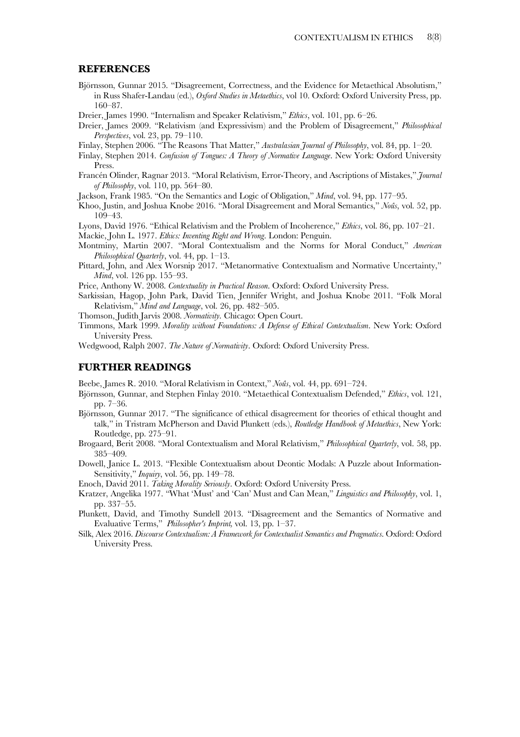## REFERENCES

Björnsson, Gunnar 2015. "Disagreement, Correctness, and the Evidence for Metaethical Absolutism," in Russ Shafer-Landau (ed.), *Oxford Studies in Metaethics*, vol 10. Oxford: Oxford University Press, pp. 160–87.

Dreier, James 1990. "Internalism and Speaker Relativism," *Ethics*, vol. 101, pp. 6–26.

Dreier, James 2009. "Relativism (and Expressivism) and the Problem of Disagreement," *Philosophical Perspectives*, vol. 23, pp. 79–110.

Finlay, Stephen 2006. "The Reasons That Matter," *Australasian Journal of Philosophy*, vol. 84, pp. 1–20.

Finlay, Stephen 2014. *Confusion of Tongues: A Theory of Normative Language*. New York: Oxford University Press.

Francén Olinder, Ragnar 2013. "Moral Relativism, Error-Theory, and Ascriptions of Mistakes," *Journal of Philosophy*, vol. 110, pp. 564–80.

Jackson, Frank 1985. "On the Semantics and Logic of Obligation," *Mind*, vol. 94, pp. 177–95.

Khoo, Justin, and Joshua Knobe 2016. "Moral Disagreement and Moral Semantics," *Noûs*, vol. 52, pp. 109–43.

Lyons, David 1976. "Ethical Relativism and the Problem of Incoherence," *Ethics*, vol. 86, pp. 107–21.

Mackie, John L. 1977. *Ethics: Inventing Right and Wrong*. London: Penguin.

Montminy, Martin 2007. "Moral Contextualism and the Norms for Moral Conduct," *American Philosophical Quarterly*, vol. 44, pp. 1–13.

Pittard, John, and Alex Worsnip 2017. "Metanormative Contextualism and Normative Uncertainty," *Mind*, vol. 126 pp. 155–93.

Price, Anthony W. 2008. *Contextuality in Practical Reason*. Oxford: Oxford University Press.

Sarkissian, Hagop, John Park, David Tien, Jennifer Wright, and Joshua Knobe 2011. "Folk Moral Relativism," *Mind and Language*, vol. 26, pp. 482–505.

Thomson, Judith Jarvis 2008. *Normativity*. Chicago: Open Court.

Timmons, Mark 1999. *Morality without Foundations: A Defense of Ethical Contextualism*. New York: Oxford University Press.

Wedgwood, Ralph 2007. *The Nature of Normativity*. Oxford: Oxford University Press.

## FURTHER READINGS

Beebe, James R. 2010. "Moral Relativism in Context," *Noûs*, vol. 44, pp. 691–724.

Björnsson, Gunnar, and Stephen Finlay 2010. "Metaethical Contextualism Defended," *Ethics*, vol. 121, pp. 7–36.

Björnsson, Gunnar 2017. "The significance of ethical disagreement for theories of ethical thought and talk," in Tristram McPherson and David Plunkett (eds.), *Routledge Handbook of Metaethics*, New York: Routledge, pp. 275–91.

Brogaard, Berit 2008. "Moral Contextualism and Moral Relativism," *Philosophical Quarterly*, vol. 58, pp. 385–409.

Dowell, Janice L. 2013. "Flexible Contextualism about Deontic Modals: A Puzzle about Information-Sensitivity," *Inquiry*, vol. 56, pp. 149–78.

Enoch, David 2011. *Taking Morality Seriously*. Oxford: Oxford University Press.

Kratzer, Angelika 1977. "What 'Must' and 'Can' Must and Can Mean," *Linguistics and Philosophy*, vol. 1, pp. 337–55.

Plunkett, David, and Timothy Sundell 2013. "Disagreement and the Semantics of Normative and Evaluative Terms," *Philosopher's Imprint*, vol. 13, pp. 1–37.

Silk, Alex 2016. *Discourse Contextualism: A Framework for Contextualist Semantics and Pragmatics*. Oxford: Oxford University Press.